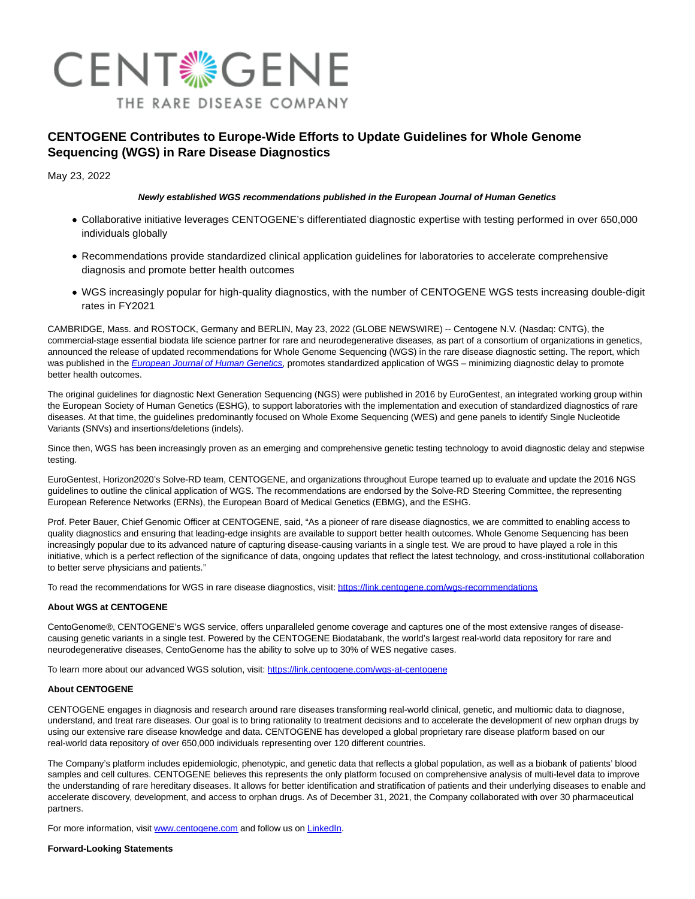CENTOGENE

THE RARE DISEASE COMPANY

# CENTOGENE Contributes to Europe-Wide Efforts to Update Guidelines for Whole Genome Sequencing (WGS) in Rare Disease Diagnostics

May 23, 2022

***Newly established WGS recommendations published in the European Journal of Human Genetics***

- Collaborative initiative leverages CENTOGENE's differentiated diagnostic expertise with testing performed in over 650,000 individuals globally
- Recommendations provide standardized clinical application guidelines for laboratories to accelerate comprehensive diagnosis and promote better health outcomes
- WGS increasingly popular for high-quality diagnostics, with the number of CENTOGENE WGS tests increasing double-digit rates in FY2021

CAMBRIDGE, Mass. and ROSTOCK, Germany and BERLIN, May 23, 2022 (GLOBE NEWSWIRE) -- Centogene N.V. (Nasdaq: CNTG), the commercial-stage essential biodata life science partner for rare and neurodegenerative diseases, as part of a consortium of organizations in genetics, announced the release of updated recommendations for Whole Genome Sequencing (WGS) in the rare disease diagnostic setting. The report, which was published in the *European Journal of Human Genetics*, promotes standardized application of WGS – minimizing diagnostic delay to promote better health outcomes.

The original guidelines for diagnostic Next Generation Sequencing (NGS) were published in 2016 by EuroGentest, an integrated working group within the European Society of Human Genetics (ESHG), to support laboratories with the implementation and execution of standardized diagnostics of rare diseases. At that time, the guidelines predominantly focused on Whole Exome Sequencing (WES) and gene panels to identify Single Nucleotide Variants (SNVs) and insertions/deletions (indels).

Since then, WGS has been increasingly proven as an emerging and comprehensive genetic testing technology to avoid diagnostic delay and stepwise testing.

EuroGentest, Horizon2020's Solve-RD team, CENTOGENE, and organizations throughout Europe teamed up to evaluate and update the 2016 NGS guidelines to outline the clinical application of WGS. The recommendations are endorsed by the Solve-RD Steering Committee, the representing European Reference Networks (ERNs), the European Board of Medical Genetics (EBMG), and the ESHG.

Prof. Peter Bauer, Chief Genomic Officer at CENTOGENE, said, "As a pioneer of rare disease diagnostics, we are committed to enabling access to quality diagnostics and ensuring that leading-edge insights are available to support better health outcomes. Whole Genome Sequencing has been increasingly popular due to its advanced nature of capturing disease-causing variants in a single test. We are proud to have played a role in this initiative, which is a perfect reflection of the significance of data, ongoing updates that reflect the latest technology, and cross-institutional collaboration to better serve physicians and patients."

To read the recommendations for WGS in rare disease diagnostics, visit: https://link.centogene.com/wgs-recommendations

**About WGS at CENTOGENE**

CentoGenome®, CENTOGENE's WGS service, offers unparalleled genome coverage and captures one of the most extensive ranges of disease-causing genetic variants in a single test. Powered by the CENTOGENE Biodatabank, the world's largest real-world data repository for rare and neurodegenerative diseases, CentoGenome has the ability to solve up to 30% of WES negative cases.

To learn more about our advanced WGS solution, visit: https://link.centogene.com/wgs-at-centogene

**About CENTOGENE**

CENTOGENE engages in diagnosis and research around rare diseases transforming real-world clinical, genetic, and multiomic data to diagnose, understand, and treat rare diseases. Our goal is to bring rationality to treatment decisions and to accelerate the development of new orphan drugs by using our extensive rare disease knowledge and data. CENTOGENE has developed a global proprietary rare disease platform based on our real-world data repository of over 650,000 individuals representing over 120 different countries.

The Company's platform includes epidemiologic, phenotypic, and genetic data that reflects a global population, as well as a biobank of patients' blood samples and cell cultures. CENTOGENE believes this represents the only platform focused on comprehensive analysis of multi-level data to improve the understanding of rare hereditary diseases. It allows for better identification and stratification of patients and their underlying diseases to enable and accelerate discovery, development, and access to orphan drugs. As of December 31, 2021, the Company collaborated with over 30 pharmaceutical partners.

For more information, visit www.centogene.com and follow us on LinkedIn.

**Forward-Looking Statements**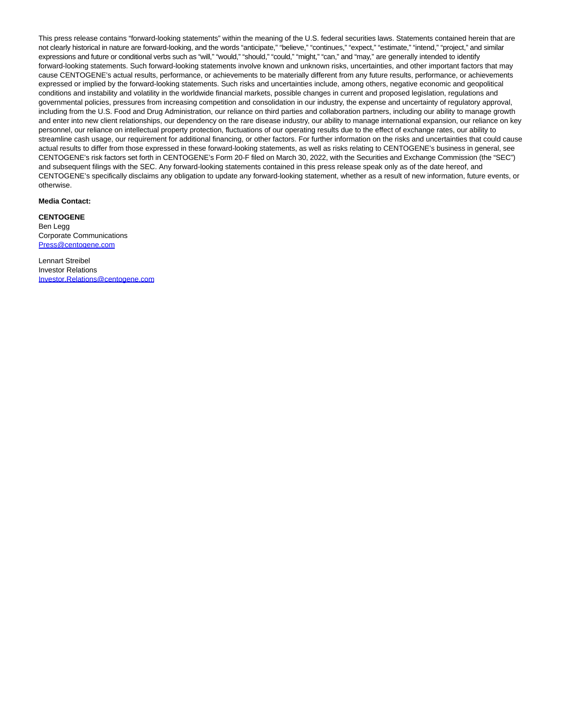This press release contains “forward-looking statements” within the meaning of the U.S. federal securities laws. Statements contained herein that are not clearly historical in nature are forward-looking, and the words “anticipate,” “believe,” “continues,” “expect,” “estimate,” “intend,” “project,” and similar expressions and future or conditional verbs such as “will,” “would,” “should,” “could,” “might,” “can,” and “may,” are generally intended to identify forward-looking statements. Such forward-looking statements involve known and unknown risks, uncertainties, and other important factors that may cause CENTOGENE’s actual results, performance, or achievements to be materially different from any future results, performance, or achievements expressed or implied by the forward-looking statements. Such risks and uncertainties include, among others, negative economic and geopolitical conditions and instability and volatility in the worldwide financial markets, possible changes in current and proposed legislation, regulations and governmental policies, pressures from increasing competition and consolidation in our industry, the expense and uncertainty of regulatory approval, including from the U.S. Food and Drug Administration, our reliance on third parties and collaboration partners, including our ability to manage growth and enter into new client relationships, our dependency on the rare disease industry, our ability to manage international expansion, our reliance on key personnel, our reliance on intellectual property protection, fluctuations of our operating results due to the effect of exchange rates, our ability to streamline cash usage, our requirement for additional financing, or other factors. For further information on the risks and uncertainties that could cause actual results to differ from those expressed in these forward-looking statements, as well as risks relating to CENTOGENE’s business in general, see CENTOGENE’s risk factors set forth in CENTOGENE’s Form 20-F filed on March 30, 2022, with the Securities and Exchange Commission (the “SEC”) and subsequent filings with the SEC. Any forward-looking statements contained in this press release speak only as of the date hereof, and CENTOGENE’s specifically disclaims any obligation to update any forward-looking statement, whether as a result of new information, future events, or otherwise.

**Media Contact:**

**CENTOGENE**
Ben Legg
Corporate Communications
Press@centogene.com

Lennart Streibel
Investor Relations
Investor.Relations@centogene.com